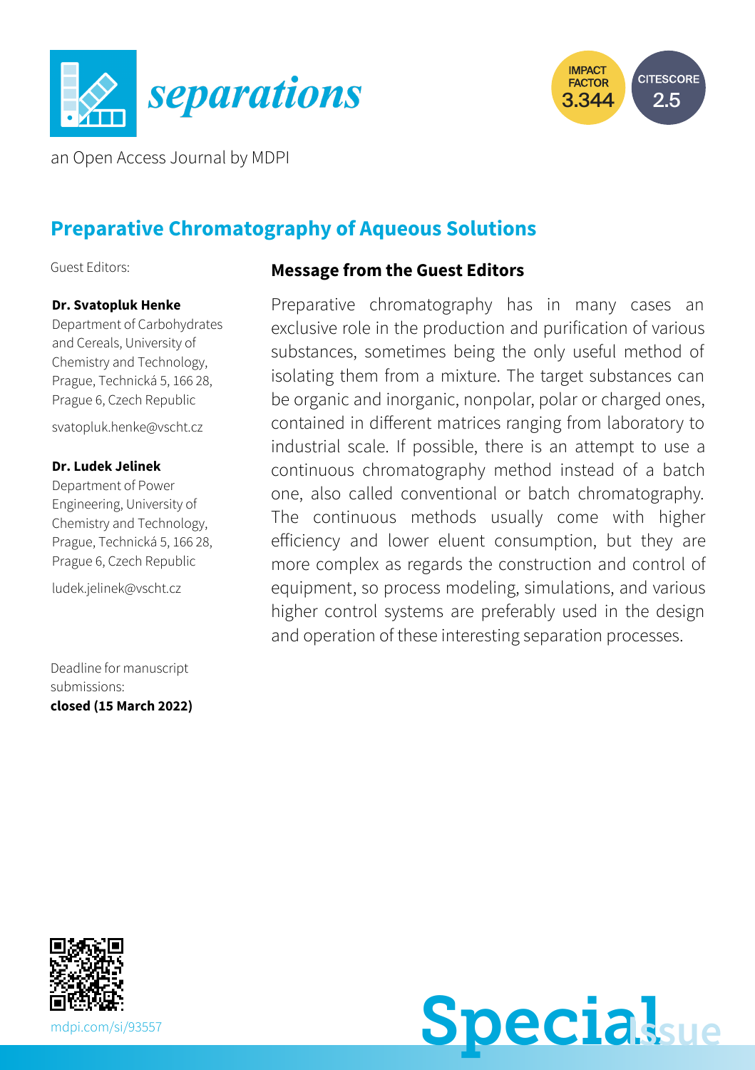# separations

an Open Access Journal by MDPI

IMPACT FACTOR 3.344

CITESCORE 2.5

## Preparative Chromatography of Aqueous Solutions

Guest Editors:

**Dr. Svatopluk Henke**
Department of Carbohydrates and Cereals, University of Chemistry and Technology, Prague, Technická 5, 166 28, Prague 6, Czech Republic

svatopluk.henke@vscht.cz

**Dr. Ludek Jelinek**
Department of Power Engineering, University of Chemistry and Technology, Prague, Technická 5, 166 28, Prague 6, Czech Republic

ludek.jelinek@vscht.cz

Deadline for manuscript submissions:
**closed (15 March 2022)**

### Message from the Guest Editors

Preparative chromatography has in many cases an exclusive role in the production and purification of various substances, sometimes being the only useful method of isolating them from a mixture. The target substances can be organic and inorganic, nonpolar, polar or charged ones, contained in different matrices ranging from laboratory to industrial scale. If possible, there is an attempt to use a continuous chromatography method instead of a batch one, also called conventional or batch chromatography. The continuous methods usually come with higher efficiency and lower eluent consumption, but they are more complex as regards the construction and control of equipment, so process modeling, simulations, and various higher control systems are preferably used in the design and operation of these interesting separation processes.

mdpi.com/si/93557

Special Issue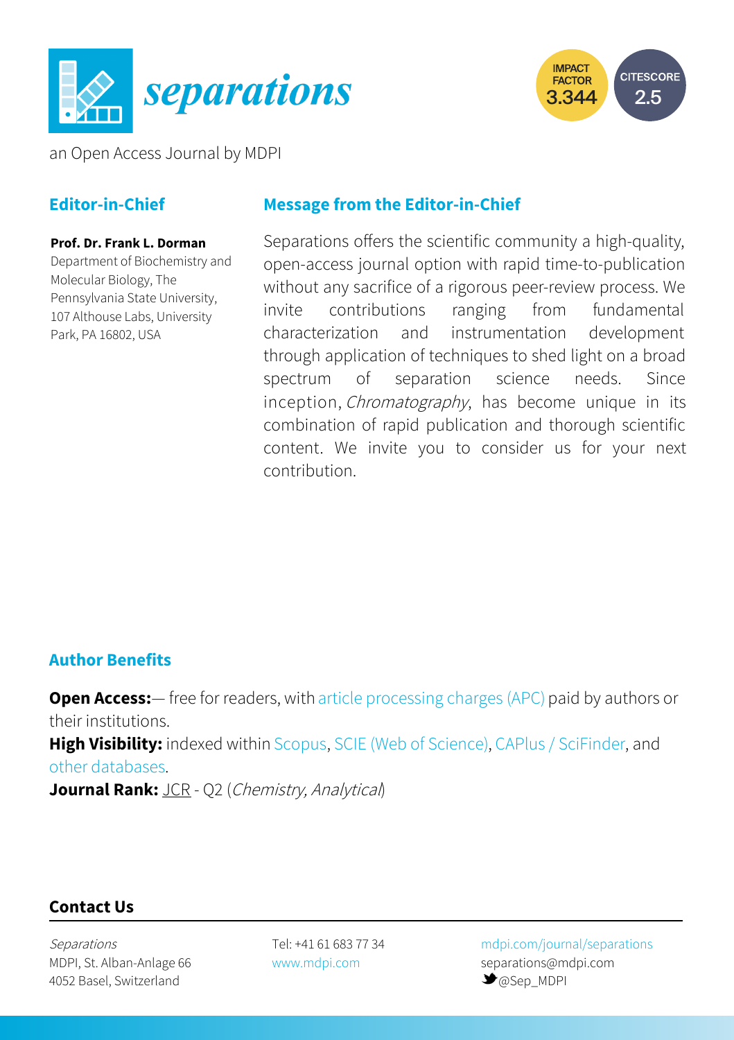# *separations*

IMPACT FACTOR 3.344

CITESCORE 2.5

an Open Access Journal by MDPI

## Editor-in-Chief

**Prof. Dr. Frank L. Dorman**
Department of Biochemistry and Molecular Biology, The Pennsylvania State University, 107 Althouse Labs, University Park, PA 16802, USA

## Message from the Editor-in-Chief

Separations offers the scientific community a high-quality, open-access journal option with rapid time-to-publication without any sacrifice of a rigorous peer-review process. We invite contributions ranging from fundamental characterization and instrumentation development through application of techniques to shed light on a broad spectrum of separation science needs. Since inception, *Chromatography*, has become unique in its combination of rapid publication and thorough scientific content. We invite you to consider us for your next contribution.

## Author Benefits

**Open Access:**— free for readers, with article processing charges (APC) paid by authors or their institutions.
**High Visibility:** indexed within Scopus, SCIE (Web of Science), CAPlus / SciFinder, and other databases.
**Journal Rank:** JCR - Q2 (*Chemistry, Analytical*)

## Contact Us

*Separations*
MDPI, St. Alban-Anlage 66
4052 Basel, Switzerland

Tel: +41 61 683 77 34
www.mdpi.com

mdpi.com/journal/separations
separations@mdpi.com
@Sep_MDPI